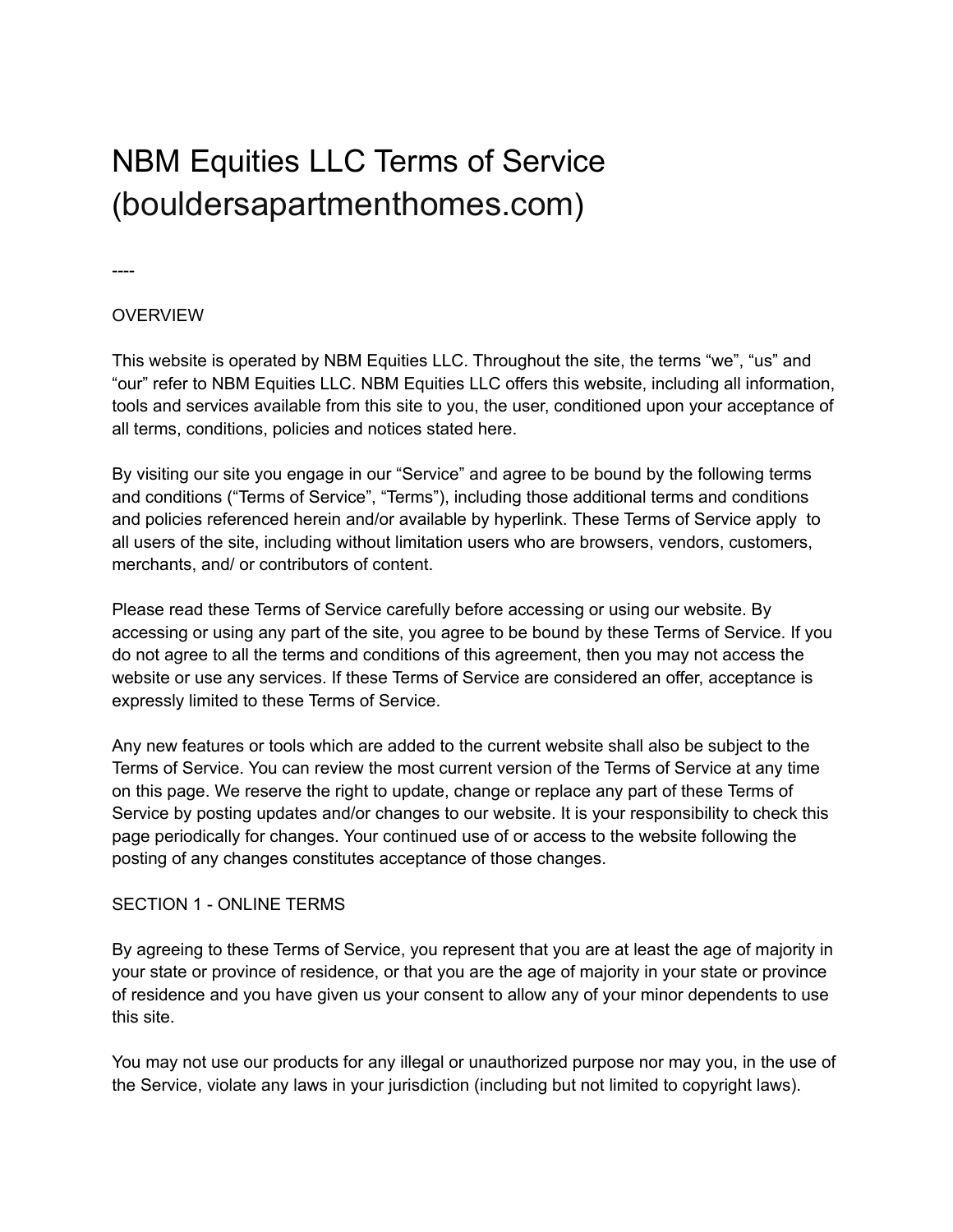# NBM Equities LLC Terms of Service (bouldersapartmenthomes.com)

----

OVERVIEW

This website is operated by NBM Equities LLC. Throughout the site, the terms “we”, “us” and “our” refer to NBM Equities LLC. NBM Equities LLC offers this website, including all information, tools and services available from this site to you, the user, conditioned upon your acceptance of all terms, conditions, policies and notices stated here.

By visiting our site you engage in our “Service” and agree to be bound by the following terms and conditions (“Terms of Service”, “Terms”), including those additional terms and conditions and policies referenced herein and/or available by hyperlink. These Terms of Service apply to all users of the site, including without limitation users who are browsers, vendors, customers, merchants, and/ or contributors of content.

Please read these Terms of Service carefully before accessing or using our website. By accessing or using any part of the site, you agree to be bound by these Terms of Service. If you do not agree to all the terms and conditions of this agreement, then you may not access the website or use any services. If these Terms of Service are considered an offer, acceptance is expressly limited to these Terms of Service.

Any new features or tools which are added to the current website shall also be subject to the Terms of Service. You can review the most current version of the Terms of Service at any time on this page. We reserve the right to update, change or replace any part of these Terms of Service by posting updates and/or changes to our website. It is your responsibility to check this page periodically for changes. Your continued use of or access to the website following the posting of any changes constitutes acceptance of those changes.

SECTION 1 - ONLINE TERMS

By agreeing to these Terms of Service, you represent that you are at least the age of majority in your state or province of residence, or that you are the age of majority in your state or province of residence and you have given us your consent to allow any of your minor dependents to use this site.

You may not use our products for any illegal or unauthorized purpose nor may you, in the use of the Service, violate any laws in your jurisdiction (including but not limited to copyright laws).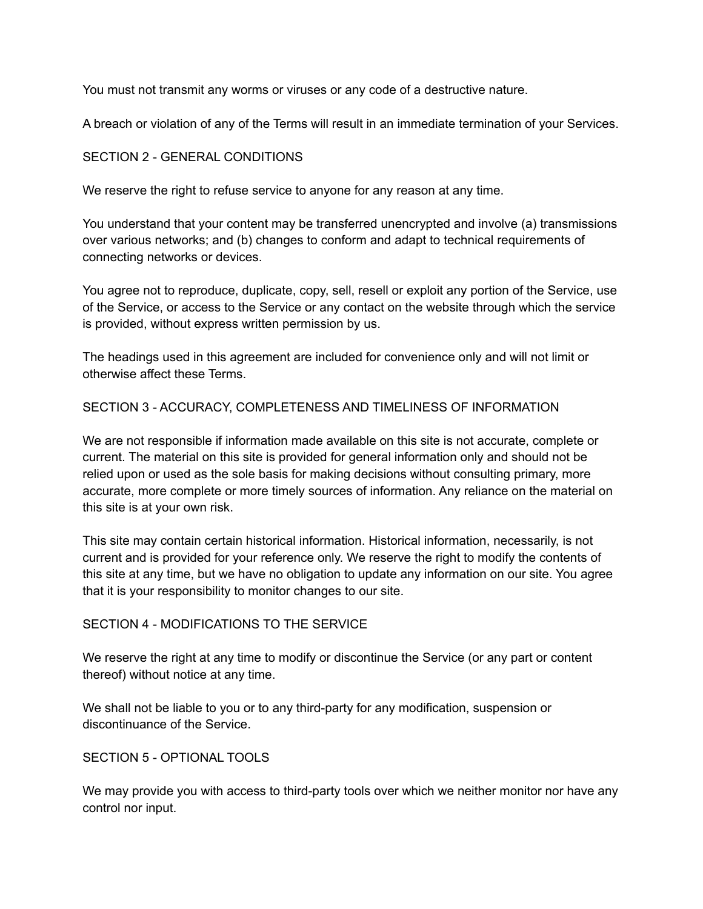You must not transmit any worms or viruses or any code of a destructive nature.

A breach or violation of any of the Terms will result in an immediate termination of your Services.

## SECTION 2 - GENERAL CONDITIONS

We reserve the right to refuse service to anyone for any reason at any time.

You understand that your content may be transferred unencrypted and involve (a) transmissions over various networks; and (b) changes to conform and adapt to technical requirements of connecting networks or devices.

You agree not to reproduce, duplicate, copy, sell, resell or exploit any portion of the Service, use of the Service, or access to the Service or any contact on the website through which the service is provided, without express written permission by us.

The headings used in this agreement are included for convenience only and will not limit or otherwise affect these Terms.

## SECTION 3 - ACCURACY, COMPLETENESS AND TIMELINESS OF INFORMATION

We are not responsible if information made available on this site is not accurate, complete or current. The material on this site is provided for general information only and should not be relied upon or used as the sole basis for making decisions without consulting primary, more accurate, more complete or more timely sources of information. Any reliance on the material on this site is at your own risk.

This site may contain certain historical information. Historical information, necessarily, is not current and is provided for your reference only. We reserve the right to modify the contents of this site at any time, but we have no obligation to update any information on our site. You agree that it is your responsibility to monitor changes to our site.

## SECTION 4 - MODIFICATIONS TO THE SERVICE

We reserve the right at any time to modify or discontinue the Service (or any part or content thereof) without notice at any time.

We shall not be liable to you or to any third-party for any modification, suspension or discontinuance of the Service.

## SECTION 5 - OPTIONAL TOOLS

We may provide you with access to third-party tools over which we neither monitor nor have any control nor input.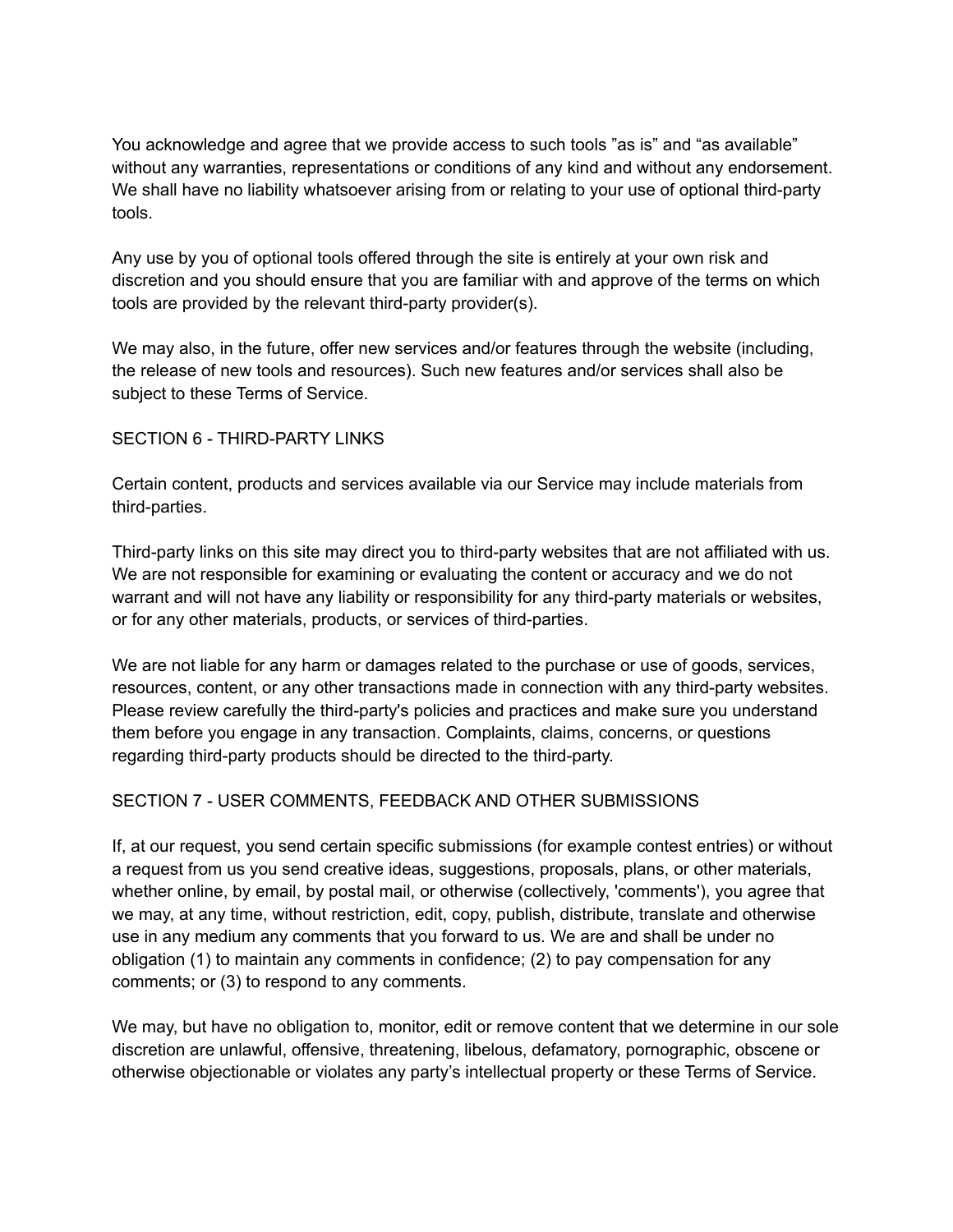You acknowledge and agree that we provide access to such tools ”as is” and “as available” without any warranties, representations or conditions of any kind and without any endorsement. We shall have no liability whatsoever arising from or relating to your use of optional third-party tools.

Any use by you of optional tools offered through the site is entirely at your own risk and discretion and you should ensure that you are familiar with and approve of the terms on which tools are provided by the relevant third-party provider(s).

We may also, in the future, offer new services and/or features through the website (including, the release of new tools and resources). Such new features and/or services shall also be subject to these Terms of Service.

## SECTION 6 - THIRD-PARTY LINKS

Certain content, products and services available via our Service may include materials from third-parties.

Third-party links on this site may direct you to third-party websites that are not affiliated with us. We are not responsible for examining or evaluating the content or accuracy and we do not warrant and will not have any liability or responsibility for any third-party materials or websites, or for any other materials, products, or services of third-parties.

We are not liable for any harm or damages related to the purchase or use of goods, services, resources, content, or any other transactions made in connection with any third-party websites. Please review carefully the third-party's policies and practices and make sure you understand them before you engage in any transaction. Complaints, claims, concerns, or questions regarding third-party products should be directed to the third-party.

## SECTION 7 - USER COMMENTS, FEEDBACK AND OTHER SUBMISSIONS

If, at our request, you send certain specific submissions (for example contest entries) or without a request from us you send creative ideas, suggestions, proposals, plans, or other materials, whether online, by email, by postal mail, or otherwise (collectively, 'comments'), you agree that we may, at any time, without restriction, edit, copy, publish, distribute, translate and otherwise use in any medium any comments that you forward to us. We are and shall be under no obligation (1) to maintain any comments in confidence; (2) to pay compensation for any comments; or (3) to respond to any comments.

We may, but have no obligation to, monitor, edit or remove content that we determine in our sole discretion are unlawful, offensive, threatening, libelous, defamatory, pornographic, obscene or otherwise objectionable or violates any party’s intellectual property or these Terms of Service.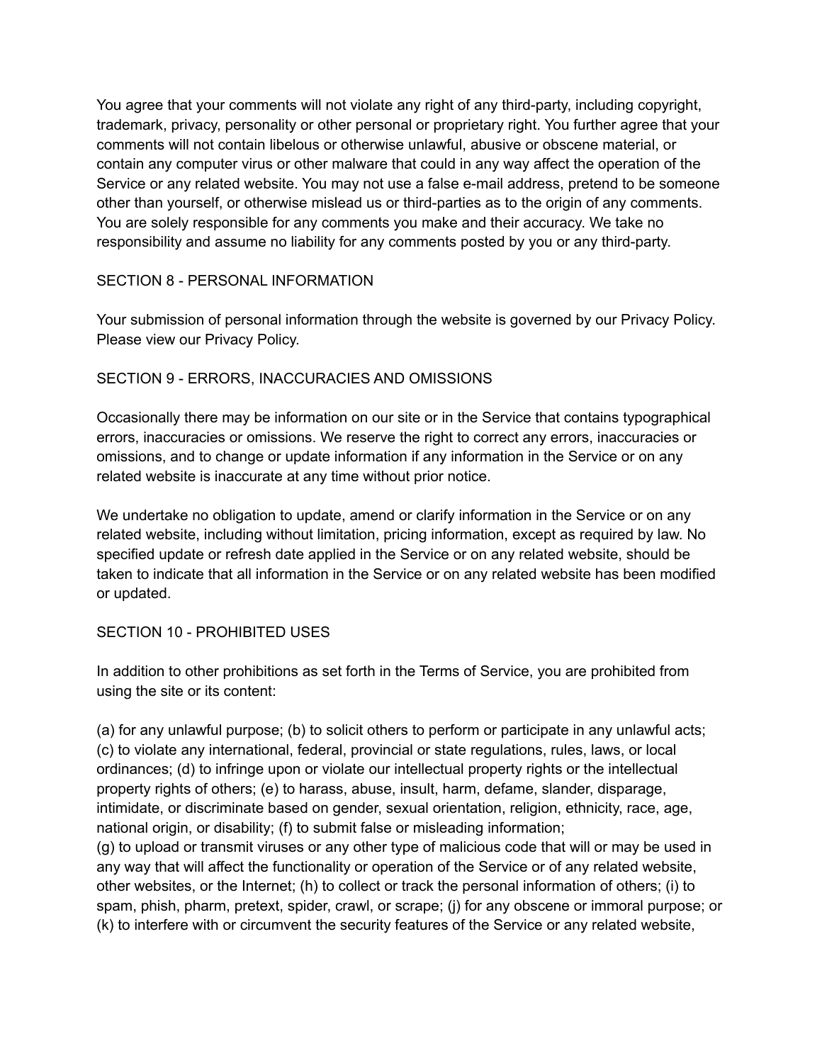You agree that your comments will not violate any right of any third-party, including copyright, trademark, privacy, personality or other personal or proprietary right. You further agree that your comments will not contain libelous or otherwise unlawful, abusive or obscene material, or contain any computer virus or other malware that could in any way affect the operation of the Service or any related website. You may not use a false e-mail address, pretend to be someone other than yourself, or otherwise mislead us or third-parties as to the origin of any comments. You are solely responsible for any comments you make and their accuracy. We take no responsibility and assume no liability for any comments posted by you or any third-party.

## SECTION 8 - PERSONAL INFORMATION

Your submission of personal information through the website is governed by our Privacy Policy. Please view our Privacy Policy.

## SECTION 9 - ERRORS, INACCURACIES AND OMISSIONS

Occasionally there may be information on our site or in the Service that contains typographical errors, inaccuracies or omissions. We reserve the right to correct any errors, inaccuracies or omissions, and to change or update information if any information in the Service or on any related website is inaccurate at any time without prior notice.

We undertake no obligation to update, amend or clarify information in the Service or on any related website, including without limitation, pricing information, except as required by law. No specified update or refresh date applied in the Service or on any related website, should be taken to indicate that all information in the Service or on any related website has been modified or updated.

## SECTION 10 - PROHIBITED USES

In addition to other prohibitions as set forth in the Terms of Service, you are prohibited from using the site or its content:

(a) for any unlawful purpose; (b) to solicit others to perform or participate in any unlawful acts; (c) to violate any international, federal, provincial or state regulations, rules, laws, or local ordinances; (d) to infringe upon or violate our intellectual property rights or the intellectual property rights of others; (e) to harass, abuse, insult, harm, defame, slander, disparage, intimidate, or discriminate based on gender, sexual orientation, religion, ethnicity, race, age, national origin, or disability; (f) to submit false or misleading information;
(g) to upload or transmit viruses or any other type of malicious code that will or may be used in any way that will affect the functionality or operation of the Service or of any related website, other websites, or the Internet; (h) to collect or track the personal information of others; (i) to spam, phish, pharm, pretext, spider, crawl, or scrape; (j) for any obscene or immoral purpose; or (k) to interfere with or circumvent the security features of the Service or any related website,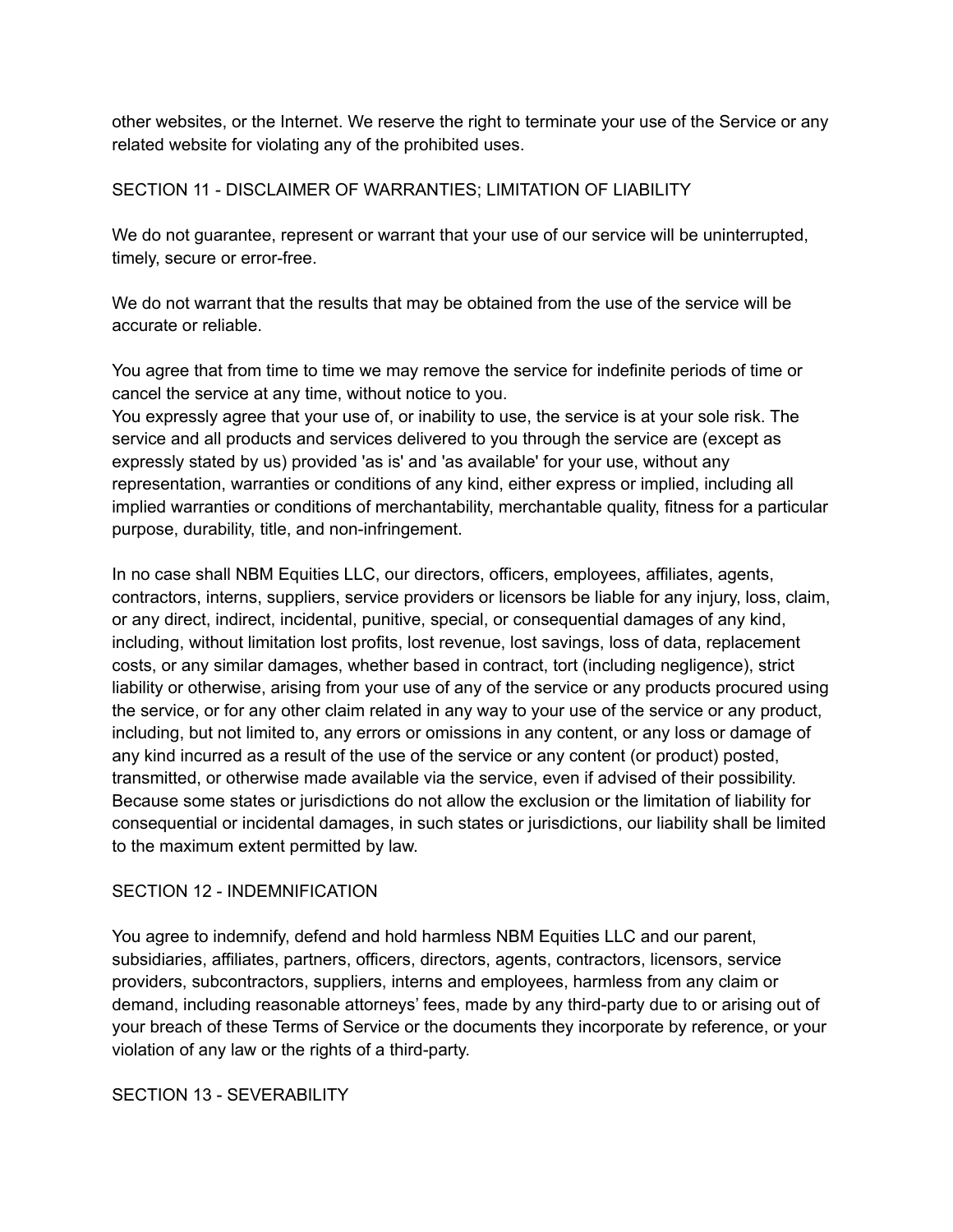other websites, or the Internet. We reserve the right to terminate your use of the Service or any related website for violating any of the prohibited uses.

## SECTION 11 - DISCLAIMER OF WARRANTIES; LIMITATION OF LIABILITY

We do not guarantee, represent or warrant that your use of our service will be uninterrupted, timely, secure or error-free.

We do not warrant that the results that may be obtained from the use of the service will be accurate or reliable.

You agree that from time to time we may remove the service for indefinite periods of time or cancel the service at any time, without notice to you.
You expressly agree that your use of, or inability to use, the service is at your sole risk. The service and all products and services delivered to you through the service are (except as expressly stated by us) provided 'as is' and 'as available' for your use, without any representation, warranties or conditions of any kind, either express or implied, including all implied warranties or conditions of merchantability, merchantable quality, fitness for a particular purpose, durability, title, and non-infringement.

In no case shall NBM Equities LLC, our directors, officers, employees, affiliates, agents, contractors, interns, suppliers, service providers or licensors be liable for any injury, loss, claim, or any direct, indirect, incidental, punitive, special, or consequential damages of any kind, including, without limitation lost profits, lost revenue, lost savings, loss of data, replacement costs, or any similar damages, whether based in contract, tort (including negligence), strict liability or otherwise, arising from your use of any of the service or any products procured using the service, or for any other claim related in any way to your use of the service or any product, including, but not limited to, any errors or omissions in any content, or any loss or damage of any kind incurred as a result of the use of the service or any content (or product) posted, transmitted, or otherwise made available via the service, even if advised of their possibility. Because some states or jurisdictions do not allow the exclusion or the limitation of liability for consequential or incidental damages, in such states or jurisdictions, our liability shall be limited to the maximum extent permitted by law.

## SECTION 12 - INDEMNIFICATION

You agree to indemnify, defend and hold harmless NBM Equities LLC and our parent, subsidiaries, affiliates, partners, officers, directors, agents, contractors, licensors, service providers, subcontractors, suppliers, interns and employees, harmless from any claim or demand, including reasonable attorneys' fees, made by any third-party due to or arising out of your breach of these Terms of Service or the documents they incorporate by reference, or your violation of any law or the rights of a third-party.

## SECTION 13 - SEVERABILITY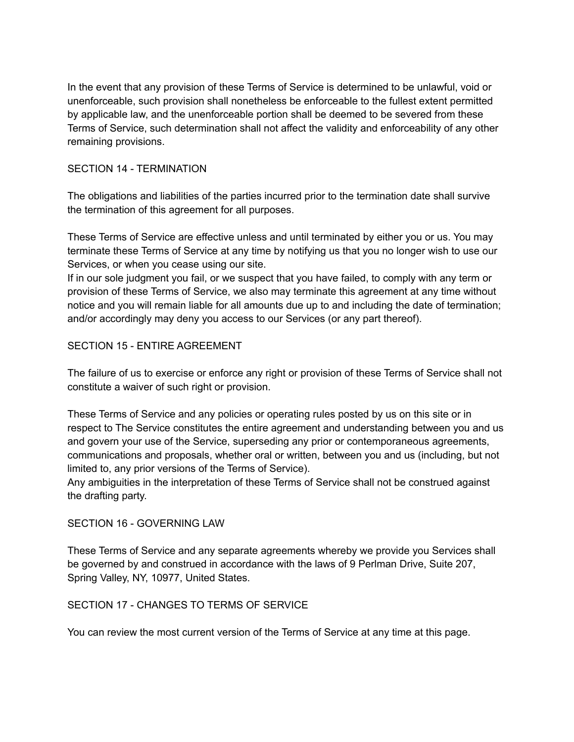In the event that any provision of these Terms of Service is determined to be unlawful, void or unenforceable, such provision shall nonetheless be enforceable to the fullest extent permitted by applicable law, and the unenforceable portion shall be deemed to be severed from these Terms of Service, such determination shall not affect the validity and enforceability of any other remaining provisions.

## SECTION 14 - TERMINATION

The obligations and liabilities of the parties incurred prior to the termination date shall survive the termination of this agreement for all purposes.

These Terms of Service are effective unless and until terminated by either you or us. You may terminate these Terms of Service at any time by notifying us that you no longer wish to use our Services, or when you cease using our site.
If in our sole judgment you fail, or we suspect that you have failed, to comply with any term or provision of these Terms of Service, we also may terminate this agreement at any time without notice and you will remain liable for all amounts due up to and including the date of termination; and/or accordingly may deny you access to our Services (or any part thereof).

## SECTION 15 - ENTIRE AGREEMENT

The failure of us to exercise or enforce any right or provision of these Terms of Service shall not constitute a waiver of such right or provision.

These Terms of Service and any policies or operating rules posted by us on this site or in respect to The Service constitutes the entire agreement and understanding between you and us and govern your use of the Service, superseding any prior or contemporaneous agreements, communications and proposals, whether oral or written, between you and us (including, but not limited to, any prior versions of the Terms of Service).
Any ambiguities in the interpretation of these Terms of Service shall not be construed against the drafting party.

## SECTION 16 - GOVERNING LAW

These Terms of Service and any separate agreements whereby we provide you Services shall be governed by and construed in accordance with the laws of 9 Perlman Drive, Suite 207, Spring Valley, NY, 10977, United States.

## SECTION 17 - CHANGES TO TERMS OF SERVICE

You can review the most current version of the Terms of Service at any time at this page.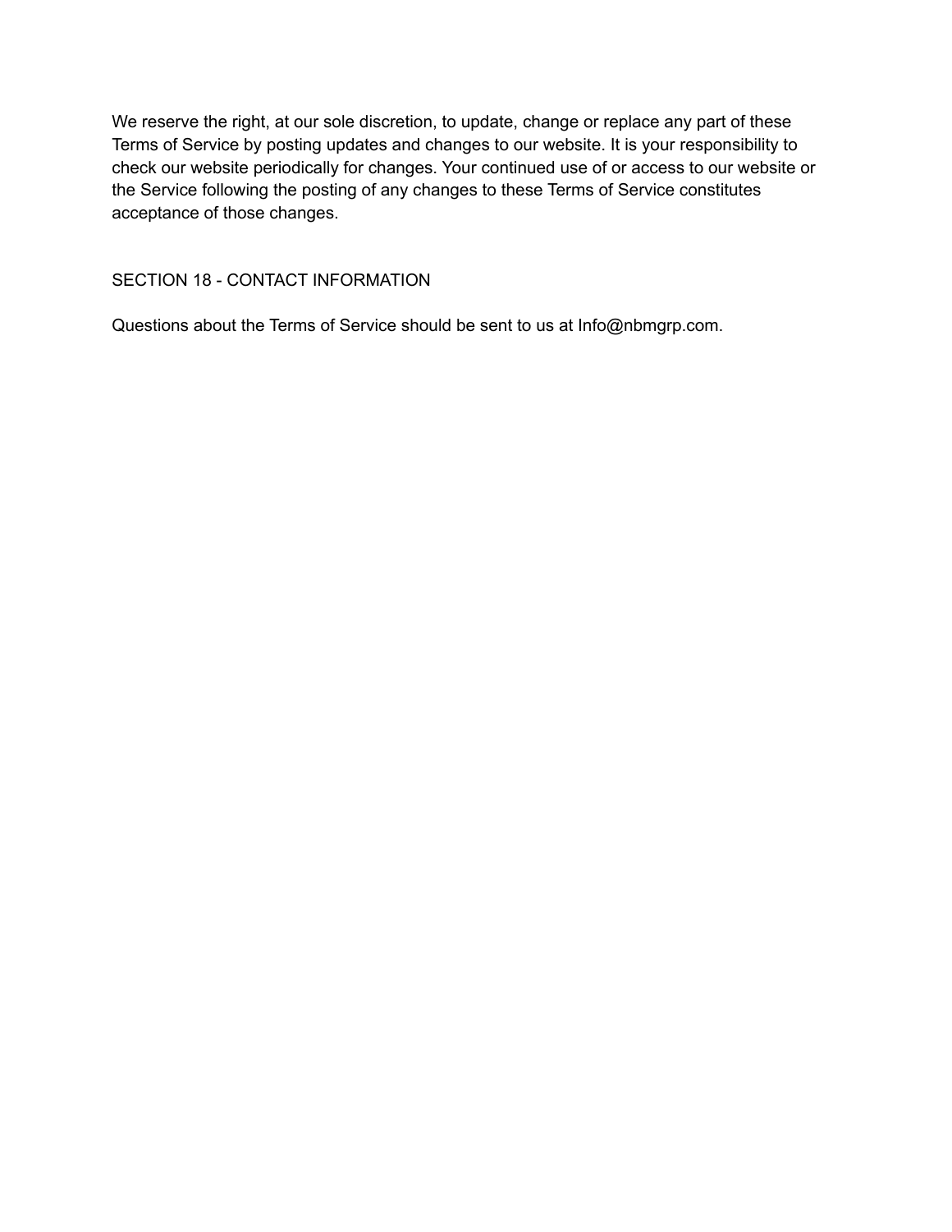We reserve the right, at our sole discretion, to update, change or replace any part of these Terms of Service by posting updates and changes to our website. It is your responsibility to check our website periodically for changes. Your continued use of or access to our website or the Service following the posting of any changes to these Terms of Service constitutes acceptance of those changes.

## SECTION 18 - CONTACT INFORMATION

Questions about the Terms of Service should be sent to us at Info@nbmgrp.com.